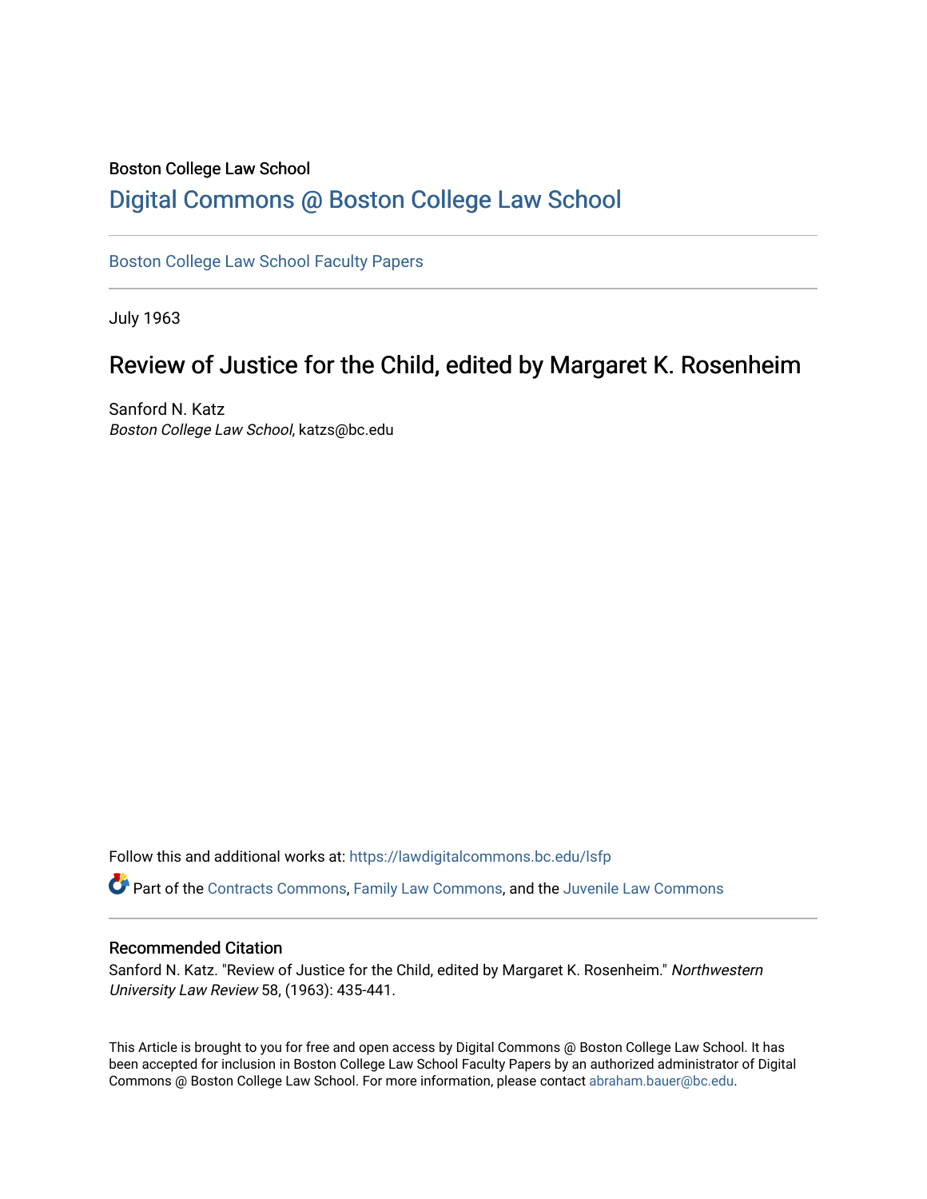Boston College Law School

# Digital Commons @ Boston College Law School

Boston College Law School Faculty Papers

July 1963

## Review of Justice for the Child, edited by Margaret K. Rosenheim

Sanford N. Katz
*Boston College Law School*, katzs@bc.edu

Follow this and additional works at: https://lawdigitalcommons.bc.edu/lsfp

Part of the Contracts Commons, Family Law Commons, and the Juvenile Law Commons

### Recommended Citation

Sanford N. Katz. "Review of Justice for the Child, edited by Margaret K. Rosenheim." *Northwestern University Law Review* 58, (1963): 435-441.

This Article is brought to you for free and open access by Digital Commons @ Boston College Law School. It has been accepted for inclusion in Boston College Law School Faculty Papers by an authorized administrator of Digital Commons @ Boston College Law School. For more information, please contact abraham.bauer@bc.edu.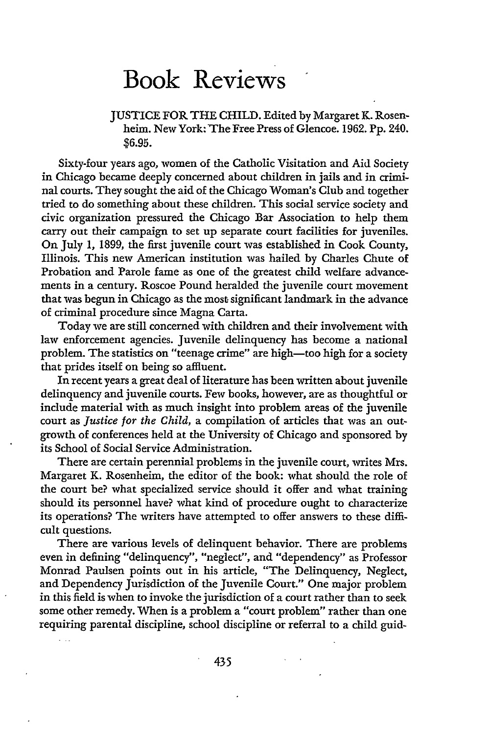# Book Reviews

JUSTICE FOR THE CHILD. Edited by Margaret K. Rosenheim. New York: The Free Press of Glencoe. 1962. Pp. 240. $6.95.

Sixty-four years ago, women of the Catholic Visitation and Aid Society in Chicago became deeply concerned about children in jails and in criminal courts. They sought the aid of the Chicago Woman's Club and together tried to do something about these children. This social service society and civic organization pressured the Chicago Bar Association to help them carry out their campaign to set up separate court facilities for juveniles. On July 1, 1899, the first juvenile court was established in Cook County, Illinois. This new American institution was hailed by Charles Chute of Probation and Parole fame as one of the greatest child welfare advancements in a century. Roscoe Pound heralded the juvenile court movement that was begun in Chicago as the most significant landmark in the advance of criminal procedure since Magna Carta.

Today we are still concerned with children and their involvement with law enforcement agencies. Juvenile delinquency has become a national problem. The statistics on "teenage crime" are high—too high for a society that prides itself on being so affluent.

In recent years a great deal of literature has been written about juvenile delinquency and juvenile courts. Few books, however, are as thoughtful or include material with as much insight into problem areas of the juvenile court as *Justice for the Child*, a compilation of articles that was an outgrowth of conferences held at the University of Chicago and sponsored by its School of Social Service Administration.

There are certain perennial problems in the juvenile court, writes Mrs. Margaret K. Rosenheim, the editor of the book: what should the role of the court be? what specialized service should it offer and what training should its personnel have? what kind of procedure ought to characterize its operations? The writers have attempted to offer answers to these difficult questions.

There are various levels of delinquent behavior. There are problems even in defining "delinquency", "neglect", and "dependency" as Professor Monrad Paulsen points out in his article, "The Delinquency, Neglect, and Dependency Jurisdiction of the Juvenile Court." One major problem in this field is when to invoke the jurisdiction of a court rather than to seek some other remedy. When is a problem a "court problem" rather than one requiring parental discipline, school discipline or referral to a child guid-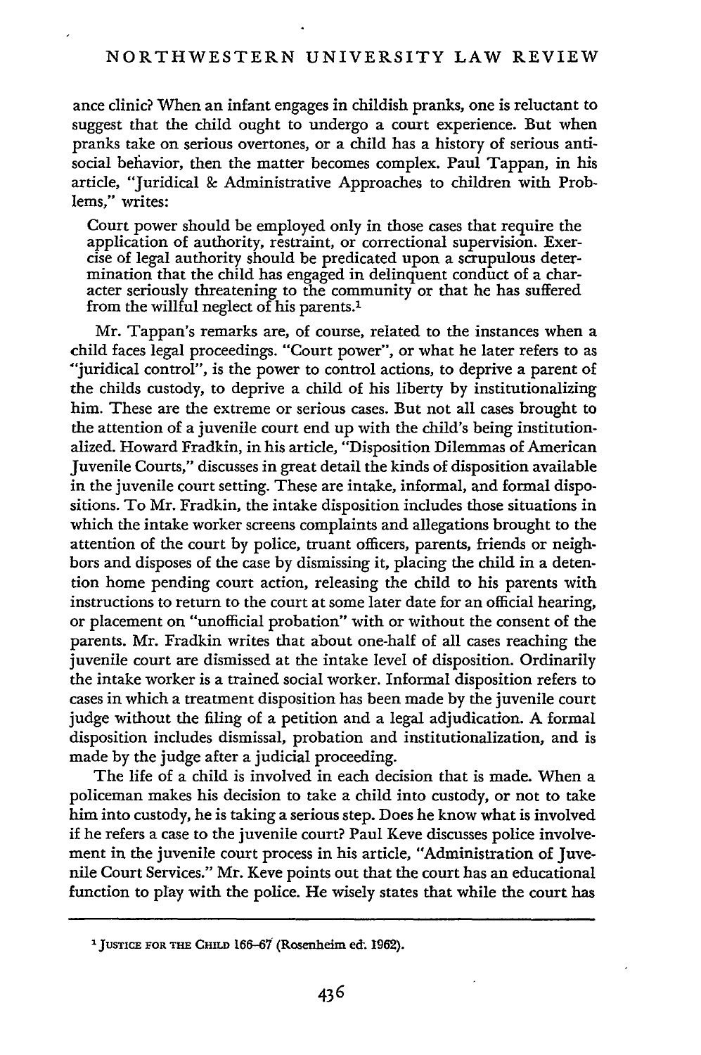ance clinic? When an infant engages in childish pranks, one is reluctant to suggest that the child ought to undergo a court experience. But when pranks take on serious overtones, or a child has a history of serious anti-social behavior, then the matter becomes complex. Paul Tappan, in his article, "Juridical & Administrative Approaches to children with Problems," writes:

> Court power should be employed only in those cases that require the application of authority, restraint, or correctional supervision. Exercise of legal authority should be predicated upon a scrupulous determination that the child has engaged in delinquent conduct of a character seriously threatening to the community or that he has suffered from the willful neglect of his parents.[1]

Mr. Tappan's remarks are, of course, related to the instances when a child faces legal proceedings. "Court power", or what he later refers to as "juridical control", is the power to control actions, to deprive a parent of the childs custody, to deprive a child of his liberty by institutionalizing him. These are the extreme or serious cases. But not all cases brought to the attention of a juvenile court end up with the child's being institutionalized. Howard Fradkin, in his article, "Disposition Dilemmas of American Juvenile Courts," discusses in great detail the kinds of disposition available in the juvenile court setting. These are intake, informal, and formal dispositions. To Mr. Fradkin, the intake disposition includes those situations in which the intake worker screens complaints and allegations brought to the attention of the court by police, truant officers, parents, friends or neighbors and disposes of the case by dismissing it, placing the child in a detention home pending court action, releasing the child to his parents with instructions to return to the court at some later date for an official hearing, or placement on "unofficial probation" with or without the consent of the parents. Mr. Fradkin writes that about one-half of all cases reaching the juvenile court are dismissed at the intake level of disposition. Ordinarily the intake worker is a trained social worker. Informal disposition refers to cases in which a treatment disposition has been made by the juvenile court judge without the filing of a petition and a legal adjudication. A formal disposition includes dismissal, probation and institutionalization, and is made by the judge after a judicial proceeding.

The life of a child is involved in each decision that is made. When a policeman makes his decision to take a child into custody, or not to take him into custody, he is taking a serious step. Does he know what is involved if he refers a case to the juvenile court? Paul Keve discusses police involvement in the juvenile court process in his article, "Administration of Juvenile Court Services." Mr. Keve points out that the court has an educational function to play with the police. He wisely states that while the court has

---

[1] JUSTICE FOR THE CHILD 166–67 (Rosenheim ed. 1962).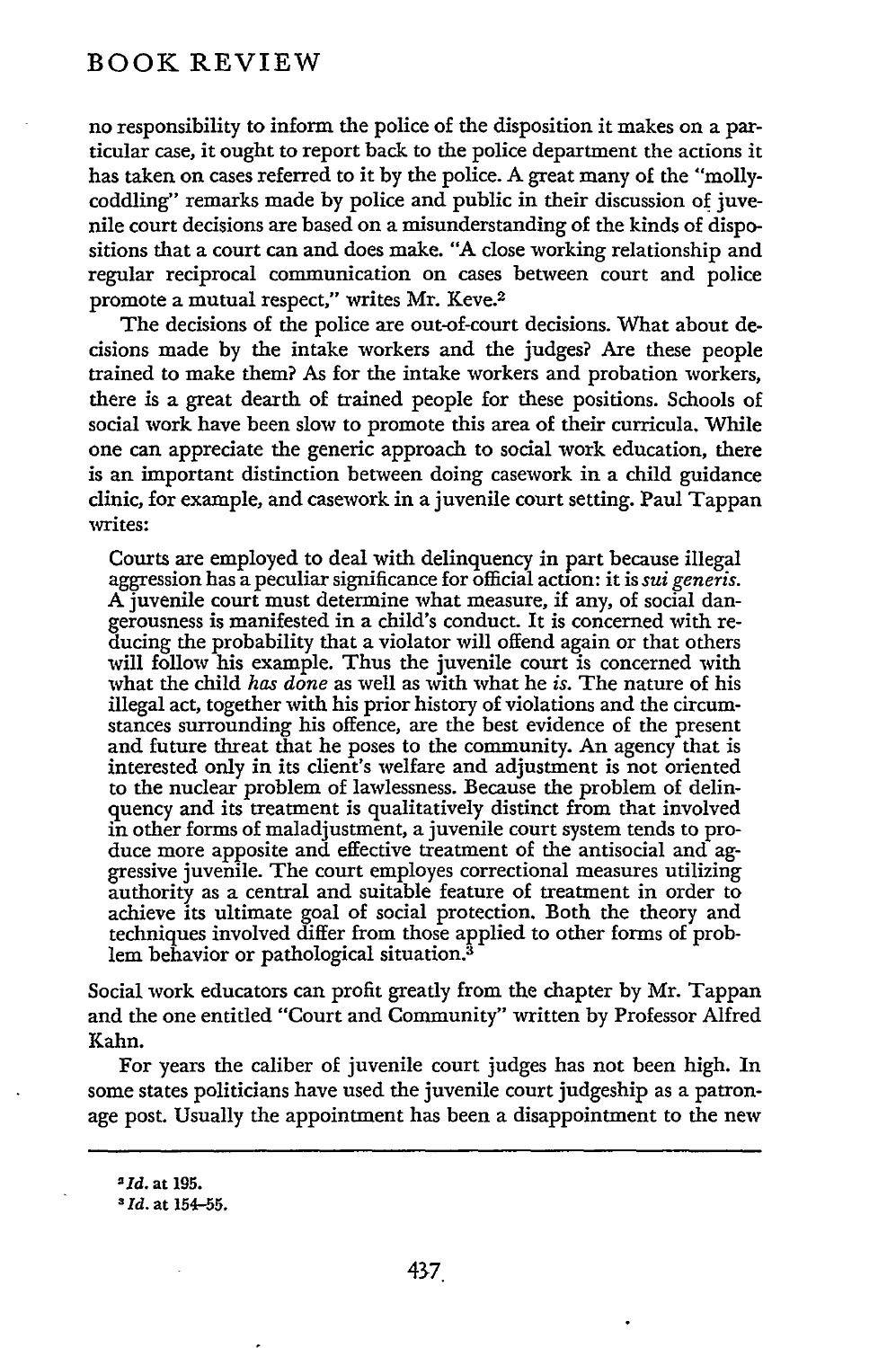no responsibility to inform the police of the disposition it makes on a particular case, it ought to report back to the police department the actions it has taken on cases referred to it by the police. A great many of the "mollycoddling" remarks made by police and public in their discussion of juvenile court decisions are based on a misunderstanding of the kinds of dispositions that a court can and does make. "A close working relationship and regular reciprocal communication on cases between court and police promote a mutual respect," writes Mr. Keve.[2]

The decisions of the police are out-of-court decisions. What about decisions made by the intake workers and the judges? Are these people trained to make them? As for the intake workers and probation workers, there is a great dearth of trained people for these positions. Schools of social work have been slow to promote this area of their curricula. While one can appreciate the generic approach to social work education, there is an important distinction between doing casework in a child guidance clinic, for example, and casework in a juvenile court setting. Paul Tappan writes:

> Courts are employed to deal with delinquency in part because illegal aggression has a peculiar significance for official action: it is *sui generis*. A juvenile court must determine what measure, if any, of social dangerousness is manifested in a child's conduct. It is concerned with reducing the probability that a violator will offend again or that others will follow his example. Thus the juvenile court is concerned with what the child *has done* as well as with what he *is*. The nature of his illegal act, together with his prior history of violations and the circumstances surrounding his offence, are the best evidence of the present and future threat that he poses to the community. An agency that is interested only in its client's welfare and adjustment is not oriented to the nuclear problem of lawlessness. Because the problem of delinquency and its treatment is qualitatively distinct from that involved in other forms of maladjustment, a juvenile court system tends to produce more apposite and effective treatment of the antisocial and aggressive juvenile. The court employes correctional measures utilizing authority as a central and suitable feature of treatment in order to achieve its ultimate goal of social protection. Both the theory and techniques involved differ from those applied to other forms of problem behavior or pathological situation.[3]

Social work educators can profit greatly from the chapter by Mr. Tappan and the one entitled "Court and Community" written by Professor Alfred Kahn.

For years the caliber of juvenile court judges has not been high. In some states politicians have used the juvenile court judgeship as a patronage post. Usually the appointment has been a disappointment to the new

---

[2] *Id.* at 195.

[3] *Id.* at 154–55.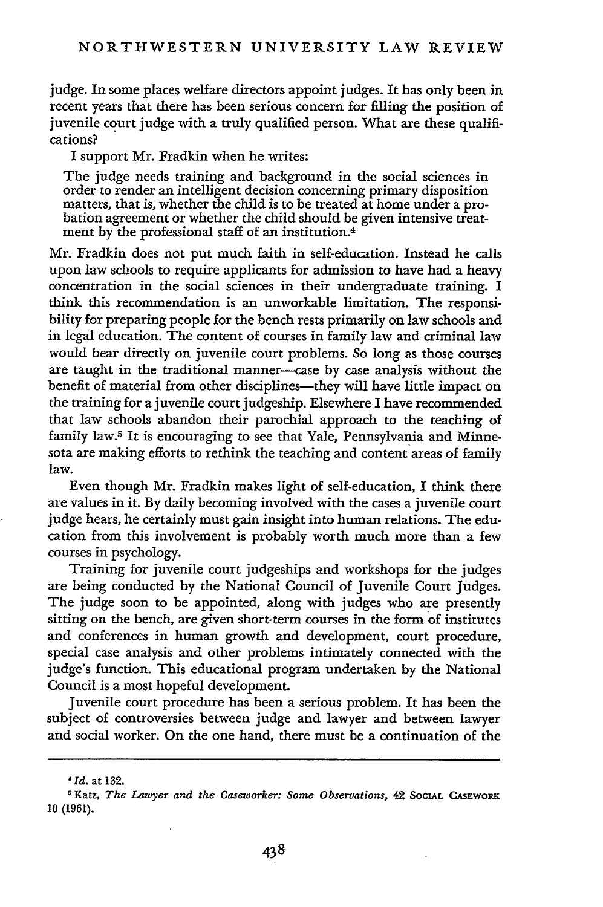judge. In some places welfare directors appoint judges. It has only been in recent years that there has been serious concern for filling the position of juvenile court judge with a truly qualified person. What are these qualifications?

I support Mr. Fradkin when he writes:

> The judge needs training and background in the social sciences in order to render an intelligent decision concerning primary disposition matters, that is, whether the child is to be treated at home under a probation agreement or whether the child should be given intensive treatment by the professional staff of an institution.[4]

Mr. Fradkin does not put much faith in self-education. Instead he calls upon law schools to require applicants for admission to have had a heavy concentration in the social sciences in their undergraduate training. I think this recommendation is an unworkable limitation. The responsibility for preparing people for the bench rests primarily on law schools and in legal education. The content of courses in family law and criminal law would bear directly on juvenile court problems. So long as those courses are taught in the traditional manner—case by case analysis without the benefit of material from other disciplines—they will have little impact on the training for a juvenile court judgeship. Elsewhere I have recommended that law schools abandon their parochial approach to the teaching of family law.[5] It is encouraging to see that Yale, Pennsylvania and Minnesota are making efforts to rethink the teaching and content areas of family law.

Even though Mr. Fradkin makes light of self-education, I think there are values in it. By daily becoming involved with the cases a juvenile court judge hears, he certainly must gain insight into human relations. The education from this involvement is probably worth much more than a few courses in psychology.

Training for juvenile court judgeships and workshops for the judges are being conducted by the National Council of Juvenile Court Judges. The judge soon to be appointed, along with judges who are presently sitting on the bench, are given short-term courses in the form of institutes and conferences in human growth and development, court procedure, special case analysis and other problems intimately connected with the judge's function. This educational program undertaken by the National Council is a most hopeful development.

Juvenile court procedure has been a serious problem. It has been the subject of controversies between judge and lawyer and between lawyer and social worker. On the one hand, there must be a continuation of the

---

[4] *Id.* at 132.

[5] Katz, *The Lawyer and the Caseworker: Some Observations*, 42 SOCIAL CASEWORK 10 (1961).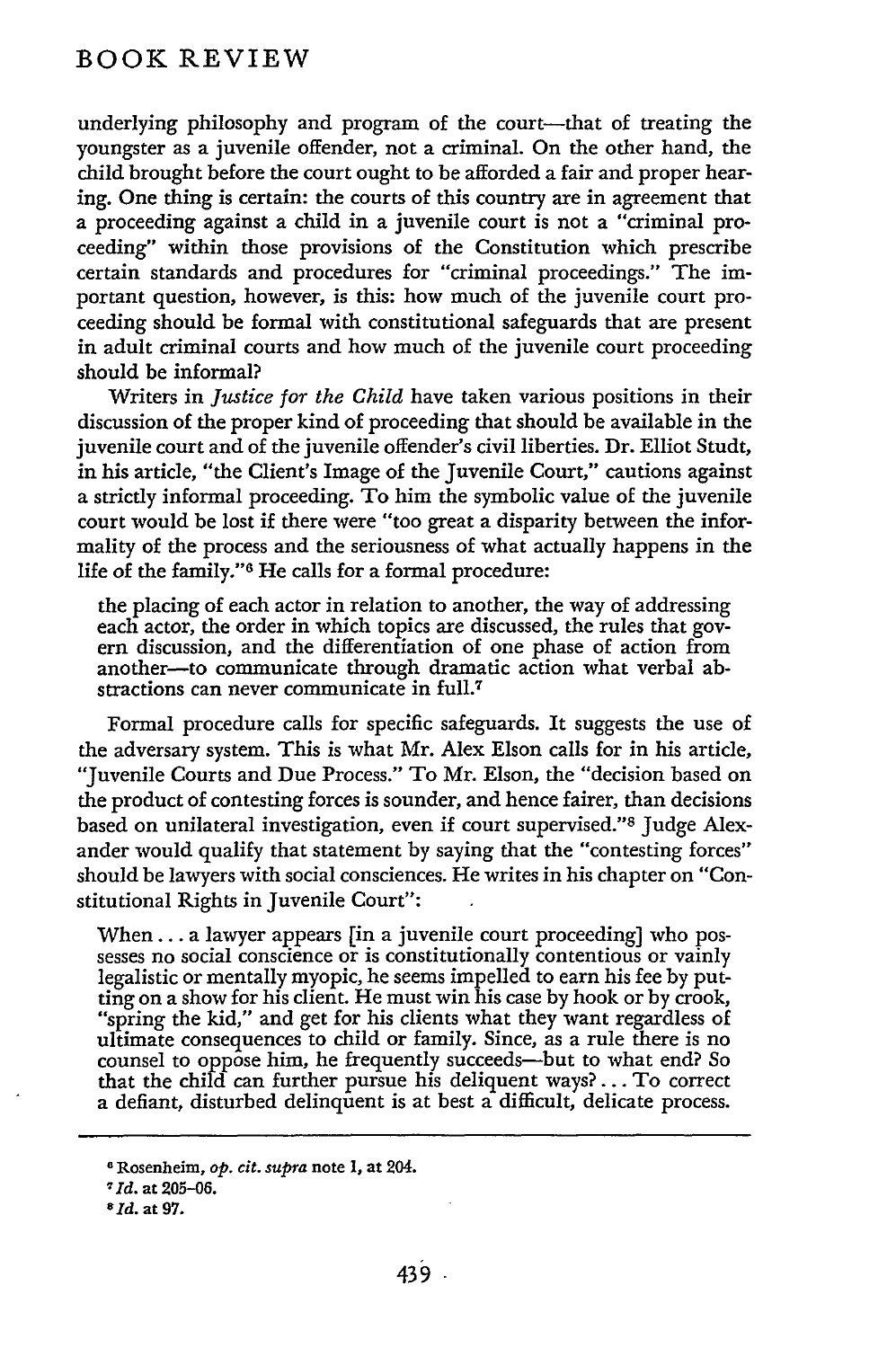underlying philosophy and program of the court—that of treating the youngster as a juvenile offender, not a criminal. On the other hand, the child brought before the court ought to be afforded a fair and proper hearing. One thing is certain: the courts of this country are in agreement that a proceeding against a child in a juvenile court is not a "criminal proceeding" within those provisions of the Constitution which prescribe certain standards and procedures for "criminal proceedings." The important question, however, is this: how much of the juvenile court proceeding should be formal with constitutional safeguards that are present in adult criminal courts and how much of the juvenile court proceeding should be informal?

Writers in *Justice for the Child* have taken various positions in their discussion of the proper kind of proceeding that should be available in the juvenile court and of the juvenile offender's civil liberties. Dr. Elliot Studt, in his article, "the Client's Image of the Juvenile Court," cautions against a strictly informal proceeding. To him the symbolic value of the juvenile court would be lost if there were "too great a disparity between the informality of the process and the seriousness of what actually happens in the life of the family."[6] He calls for a formal procedure:

> the placing of each actor in relation to another, the way of addressing each actor, the order in which topics are discussed, the rules that govern discussion, and the differentiation of one phase of action from another—to communicate through dramatic action what verbal abstractions can never communicate in full.[7]

Formal procedure calls for specific safeguards. It suggests the use of the adversary system. This is what Mr. Alex Elson calls for in his article, "Juvenile Courts and Due Process." To Mr. Elson, the "decision based on the product of contesting forces is sounder, and hence fairer, than decisions based on unilateral investigation, even if court supervised."[8] Judge Alexander would qualify that statement by saying that the "contesting forces" should be lawyers with social consciences. He writes in his chapter on "Constitutional Rights in Juvenile Court":

> When . . . a lawyer appears [in a juvenile court proceeding] who possesses no social conscience or is constitutionally contentious or vainly legalistic or mentally myopic, he seems impelled to earn his fee by putting on a show for his client. He must win his case by hook or by crook, "spring the kid," and get for his clients what they want regardless of ultimate consequences to child or family. Since, as a rule there is no counsel to oppose him, he frequently succeeds—but to what end? So that the child can further pursue his deliquent ways? . . . To correct a defiant, disturbed delinquent is at best a difficult, delicate process.

---

[6] Rosenheim, *op. cit. supra* note 1, at 204.

[7] *Id.* at 205-06.

[8] *Id.* at 97.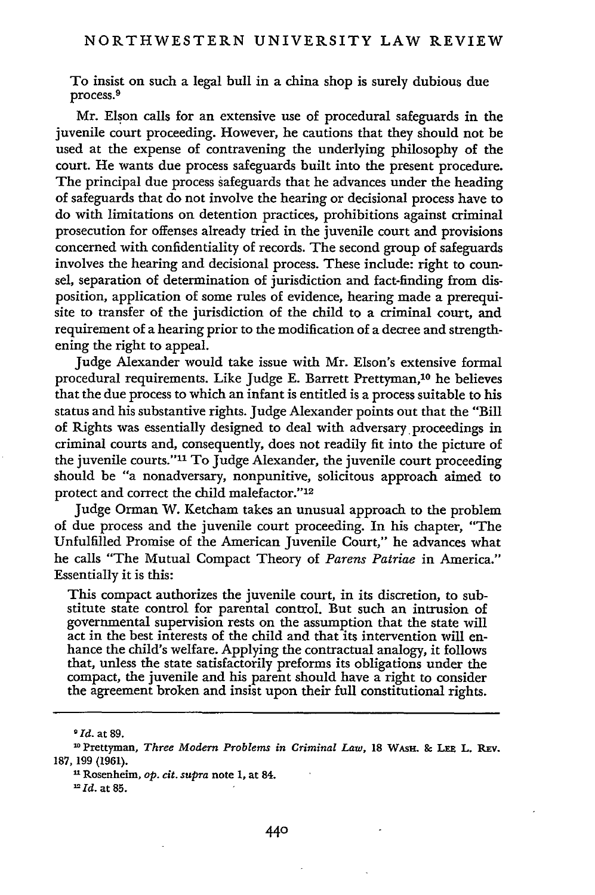To insist on such a legal bull in a china shop is surely dubious due process.[9]

Mr. Elson calls for an extensive use of procedural safeguards in the juvenile court proceeding. However, he cautions that they should not be used at the expense of contravening the underlying philosophy of the court. He wants due process safeguards built into the present procedure. The principal due process safeguards that he advances under the heading of safeguards that do not involve the hearing or decisional process have to do with limitations on detention practices, prohibitions against criminal prosecution for offenses already tried in the juvenile court and provisions concerned with confidentiality of records. The second group of safeguards involves the hearing and decisional process. These include: right to counsel, separation of determination of jurisdiction and fact-finding from disposition, application of some rules of evidence, hearing made a prerequisite to transfer of the jurisdiction of the child to a criminal court, and requirement of a hearing prior to the modification of a decree and strengthening the right to appeal.

Judge Alexander would take issue with Mr. Elson's extensive formal procedural requirements. Like Judge E. Barrett Prettyman,[10] he believes that the due process to which an infant is entitled is a process suitable to his status and his substantive rights. Judge Alexander points out that the "Bill of Rights was essentially designed to deal with adversary proceedings in criminal courts and, consequently, does not readily fit into the picture of the juvenile courts."[11] To Judge Alexander, the juvenile court proceeding should be "a nonadversary, nonpunitive, solicitous approach aimed to protect and correct the child malefactor."[12]

Judge Orman W. Ketcham takes an unusual approach to the problem of due process and the juvenile court proceeding. In his chapter, "The Unfulfilled Promise of the American Juvenile Court," he advances what he calls "The Mutual Compact Theory of *Parens Patriae* in America." Essentially it is this:

> This compact authorizes the juvenile court, in its discretion, to substitute state control for parental control. But such an intrusion of governmental supervision rests on the assumption that the state will act in the best interests of the child and that its intervention will enhance the child's welfare. Applying the contractual analogy, it follows that, unless the state satisfactorily preforms its obligations under the compact, the juvenile and his parent should have a right to consider the agreement broken and insist upon their full constitutional rights.

---

[9] *Id.* at 89.

[10] Prettyman, *Three Modern Problems in Criminal Law*, 18 WASH. & LEE L. REV. 187, 199 (1961).

[11] Rosenheim, *op. cit. supra* note 1, at 84.

[12] *Id.* at 85.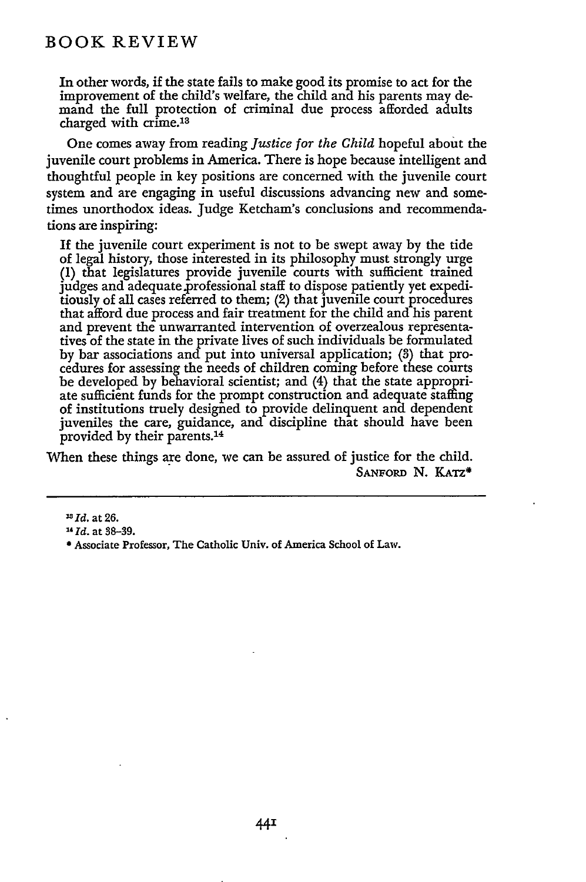In other words, if the state fails to make good its promise to act for the improvement of the child's welfare, the child and his parents may demand the full protection of criminal due process afforded adults charged with crime.[13]

One comes away from reading *Justice for the Child* hopeful about the juvenile court problems in America. There is hope because intelligent and thoughtful people in key positions are concerned with the juvenile court system and are engaging in useful discussions advancing new and sometimes unorthodox ideas. Judge Ketcham's conclusions and recommendations are inspiring:

> If the juvenile court experiment is not to be swept away by the tide of legal history, those interested in its philosophy must strongly urge (1) that legislatures provide juvenile courts with sufficient trained judges and adequate professional staff to dispose patiently yet expeditiously of all cases referred to them; (2) that juvenile court procedures that afford due process and fair treatment for the child and his parent and prevent the unwarranted intervention of overzealous representatives of the state in the private lives of such individuals be formulated by bar associations and put into universal application; (3) that procedures for assessing the needs of children coming before these courts be developed by behavioral scientist; and (4) that the state appropriate sufficient funds for the prompt construction and adequate staffing of institutions truely designed to provide delinquent and dependent juveniles the care, guidance, and discipline that should have been provided by their parents.[14]

When these things are done, we can be assured of justice for the child.

SANFORD N. KATZ*

---

[13] *Id.* at 26.

[14] *Id.* at 38–39.

* Associate Professor, The Catholic Univ. of America School of Law.